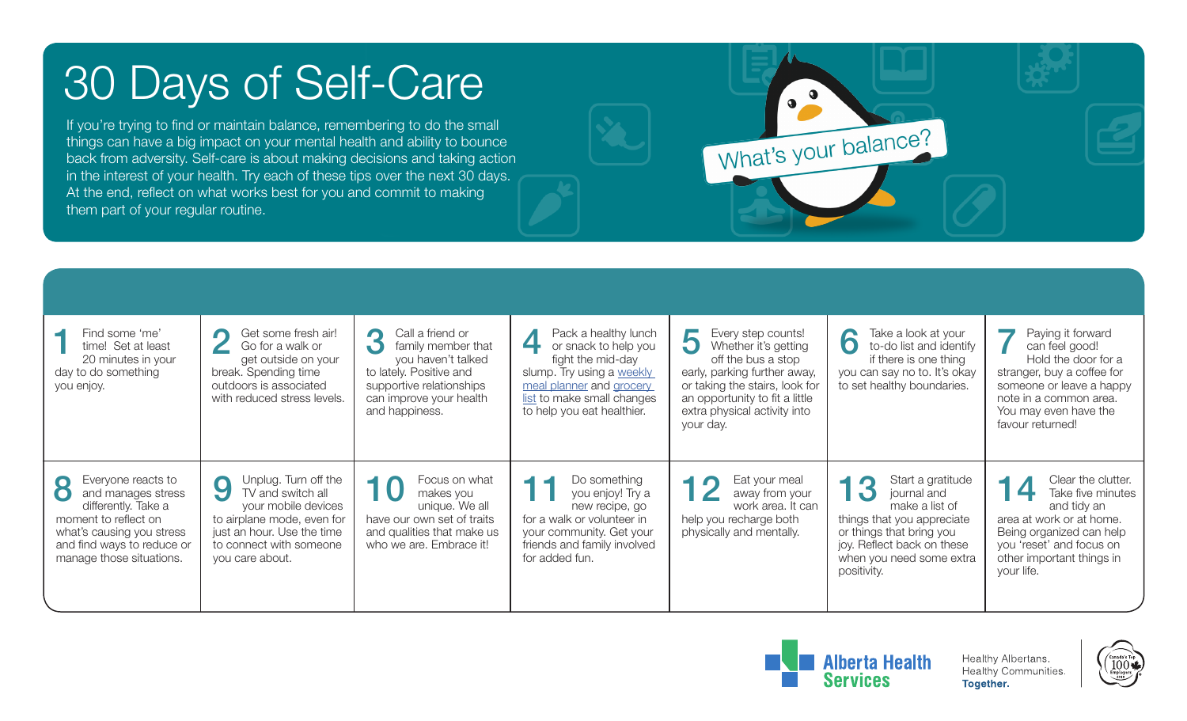# 30 Days of Self-Care

If you're trying to find or maintain balance, remembering to do the small things can have a big impact on your mental health and ability to bounce back from adversity. Self-care is about making decisions and taking action in the interest of your health. Try each of these tips over the next 30 days. At the end, reflect on what works best for you and commit to making them part of your regular routine.

What's your balance?

| | | | | | | |
|---|---|---|---|---|---|---|
| **1** Find some 'me' time! Set at least 20 minutes in your day to do something you enjoy. | **2** Get some fresh air! Go for a walk or get outside on your break. Spending time outdoors is associated with reduced stress levels. | **3** Call a friend or family member that you haven't talked to lately. Positive and supportive relationships can improve your health and happiness. | **4** Pack a healthy lunch or snack to help you fight the mid-day slump. Try using a weekly meal planner and grocery list to make small changes to help you eat healthier. | **5** Every step counts! Whether it's getting off the bus a stop early, parking further away, or taking the stairs, look for an opportunity to fit a little extra physical activity into your day. | **6** Take a look at your to-do list and identify if there is one thing you can say no to. It's okay to set healthy boundaries. | **7** Paying it forward can feel good! Hold the door for a stranger, buy a coffee for someone or leave a happy note in a common area. You may even have the favour returned! |
| **8** Everyone reacts to and manages stress differently. Take a moment to reflect on what's causing you stress and find ways to reduce or manage those situations. | **9** Unplug. Turn off the TV and switch all your mobile devices to airplane mode, even for just an hour. Use the time to connect with someone you care about. | **10** Focus on what makes you unique. We all have our own set of traits and qualities that make us who we are. Embrace it! | **11** Do something you enjoy! Try a new recipe, go for a walk or volunteer in your community. Get your friends and family involved for added fun. | **12** Eat your meal away from your work area. It can help you recharge both physically and mentally. | **13** Start a gratitude journal and make a list of things that you appreciate or things that bring you joy. Reflect back on these when you need some extra positivity. | **14** Clear the clutter. Take five minutes and tidy an area at work or at home. Being organized can help you 'reset' and focus on other important things in your life. |

Alberta Health Services

Healthy Albertans. Healthy Communities. **Together.**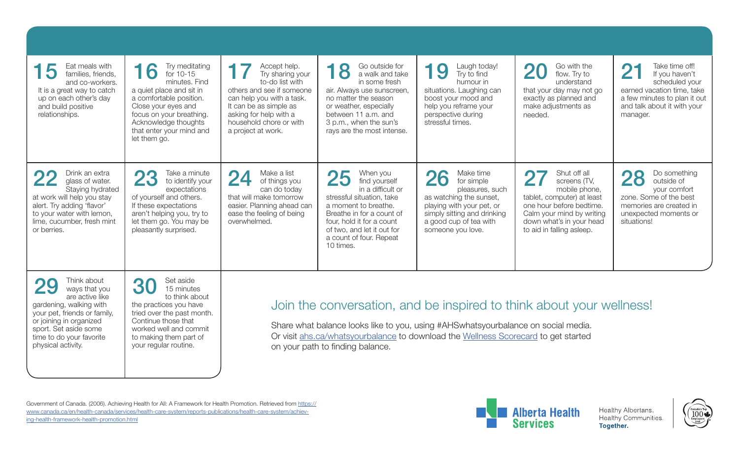| | | | | | | |
|---|---|---|---|---|---|---|
| **15** Eat meals with families, friends, and co-workers. It is a great way to catch up on each other's day and build positive relationships. | **16** Try meditating for 10-15 minutes. Find a quiet place and sit in a comfortable position. Close your eyes and focus on your breathing. Acknowledge thoughts that enter your mind and let them go. | **17** Accept help. Try sharing your to-do list with others and see if someone can help you with a task. It can be as simple as asking for help with a household chore or with a project at work. | **18** Go outside for a walk and take in some fresh air. Always use sunscreen, no matter the season or weather, especially between 11 a.m. and 3 p.m., when the sun's rays are the most intense. | **19** Laugh today! Try to find humour in situations. Laughing can boost your mood and help you reframe your perspective during stressful times. | **20** Go with the flow. Try to understand that your day may not go exactly as planned and make adjustments as needed. | **21** Take time off! If you haven't scheduled your earned vacation time, take a few minutes to plan it out and talk about it with your manager. |
| **22** Drink an extra glass of water. Staying hydrated at work will help you stay alert. Try adding 'flavor' to your water with lemon, lime, cucumber, fresh mint or berries. | **23** Take a minute to identify your expectations of yourself and others. If these expectations aren't helping you, try to let them go. You may be pleasantly surprised. | **24** Make a list of things you can do today that will make tomorrow easier. Planning ahead can ease the feeling of being overwhelmed. | **25** When you find yourself in a difficult or stressful situation, take a moment to breathe. Breathe in for a count of four, hold it for a count of two, and let it out for a count of four. Repeat 10 times. | **26** Make time for simple pleasures, such as watching the sunset, playing with your pet, or simply sitting and drinking a good cup of tea with someone you love. | **27** Shut off all screens (TV, mobile phone, tablet, computer) at least one hour before bedtime. Calm your mind by writing down what's in your head to aid in falling asleep. | **28** Do something outside of your comfort zone. Some of the best memories are created in unexpected moments or situations! |
| **29** Think about ways that you are active like gardening, walking with your pet, friends or family, or joining in organized sport. Set aside some time to do your favorite physical activity. | **30** Set aside 15 minutes to think about the practices you have tried over the past month. Continue those that worked well and commit to making them part of your regular routine. | | | | | |

## Join the conversation, and be inspired to think about your wellness!

Share what balance looks like to you, using #AHSwhatsyourbalance on social media. Or visit [ahs.ca/whatsyourbalance](https://ahs.ca/whatsyourbalance) to download the Wellness Scorecard to get started on your path to finding balance.

Government of Canada. (2006). Achieving Health for All: A Framework for Health Promotion. Retrieved from https://www.canada.ca/en/health-canada/services/health-care-system/reports-publications/health-care-system/achieving-health-framework-health-promotion.html

Alberta Health Services

Healthy Albertans. Healthy Communities. **Together.**